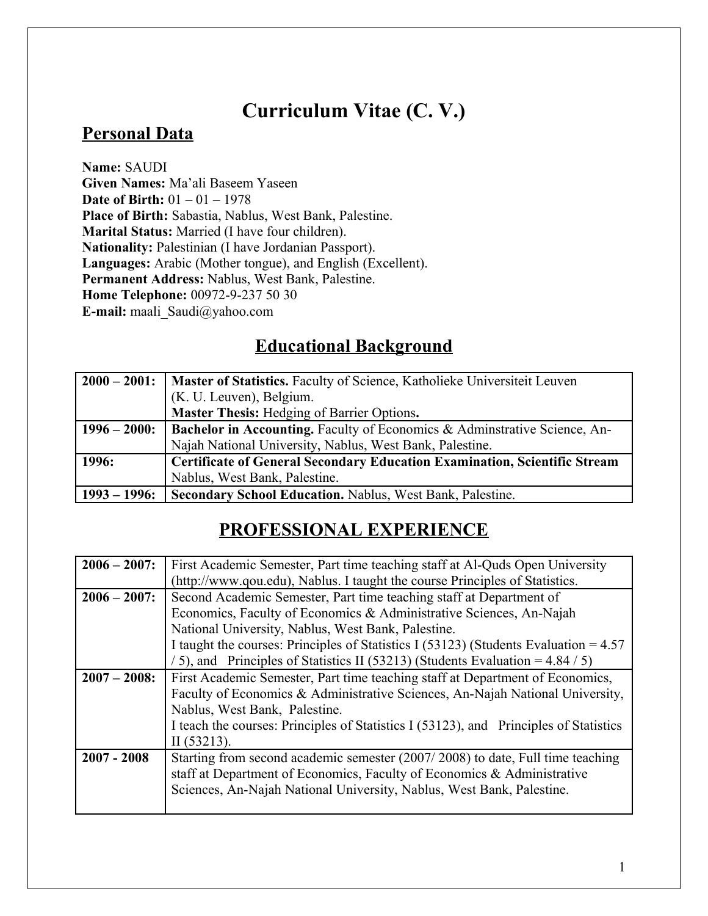# Curriculum Vitae (C. V.)

## Personal Data

**Name:** SAUDI
**Given Names:** Ma'ali Baseem Yaseen
**Date of Birth:** 01 – 01 – 1978
**Place of Birth:** Sabastia, Nablus, West Bank, Palestine.
**Marital Status:** Married (I have four children).
**Nationality:** Palestinian (I have Jordanian Passport).
**Languages:** Arabic (Mother tongue), and English (Excellent).
**Permanent Address:** Nablus, West Bank, Palestine.
**Home Telephone:** 00972-9-237 50 30
**E-mail:** maali_Saudi@yahoo.com

## Educational Background

| | |
|---|---|
| **2000 – 2001:** | **Master of Statistics.** Faculty of Science, Katholieke Universiteit Leuven (K. U. Leuven), Belgium.<br>**Master Thesis:** Hedging of Barrier Options**.** |
| **1996 – 2000:** | **Bachelor in Accounting.** Faculty of Economics & Adminstrative Science, An-Najah National University, Nablus, West Bank, Palestine. |
| **1996:** | **Certificate of General Secondary Education Examination, Scientific Stream** Nablus, West Bank, Palestine. |
| **1993 – 1996:** | **Secondary School Education.** Nablus, West Bank, Palestine. |

## PROFESSIONAL EXPERIENCE

| | |
|---|---|
| **2006 – 2007:** | First Academic Semester, Part time teaching staff at Al-Quds Open University (http://www.qou.edu), Nablus. I taught the course Principles of Statistics. |
| **2006 – 2007:** | Second Academic Semester, Part time teaching staff at Department of Economics, Faculty of Economics & Administrative Sciences, An-Najah National University, Nablus, West Bank, Palestine.<br>I taught the courses: Principles of Statistics I (53123) (Students Evaluation = 4.57 / 5), and Principles of Statistics II (53213) (Students Evaluation = 4.84 / 5) |
| **2007 – 2008:** | First Academic Semester, Part time teaching staff at Department of Economics, Faculty of Economics & Administrative Sciences, An-Najah National University, Nablus, West Bank, Palestine.<br>I teach the courses: Principles of Statistics I (53123), and Principles of Statistics II (53213). |
| **2007 - 2008** | Starting from second academic semester (2007/ 2008) to date, Full time teaching staff at Department of Economics, Faculty of Economics & Administrative Sciences, An-Najah National University, Nablus, West Bank, Palestine. |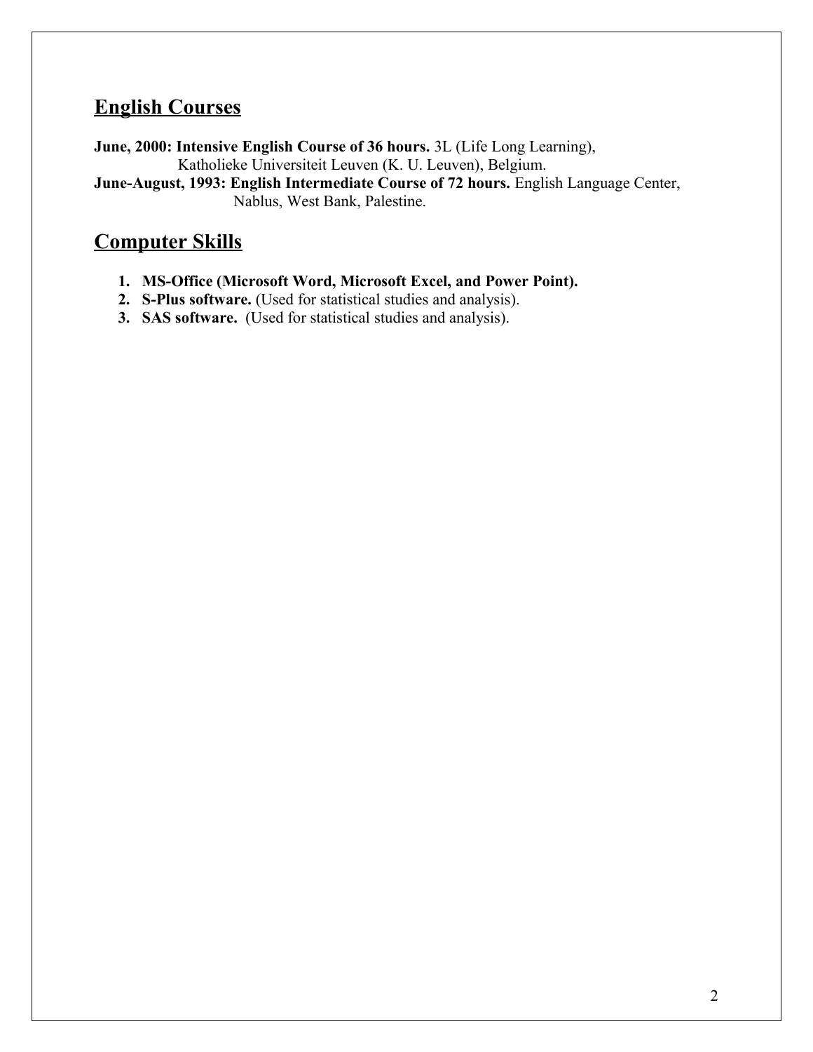## English Courses

**June, 2000: Intensive English Course of 36 hours.** 3L (Life Long Learning), Katholieke Universiteit Leuven (K. U. Leuven), Belgium.

**June-August, 1993: English Intermediate Course of 72 hours.** English Language Center, Nablus, West Bank, Palestine.

## Computer Skills

1. **MS-Office (Microsoft Word, Microsoft Excel, and Power Point).**
2. **S-Plus software.** (Used for statistical studies and analysis).
3. **SAS software.** (Used for statistical studies and analysis).